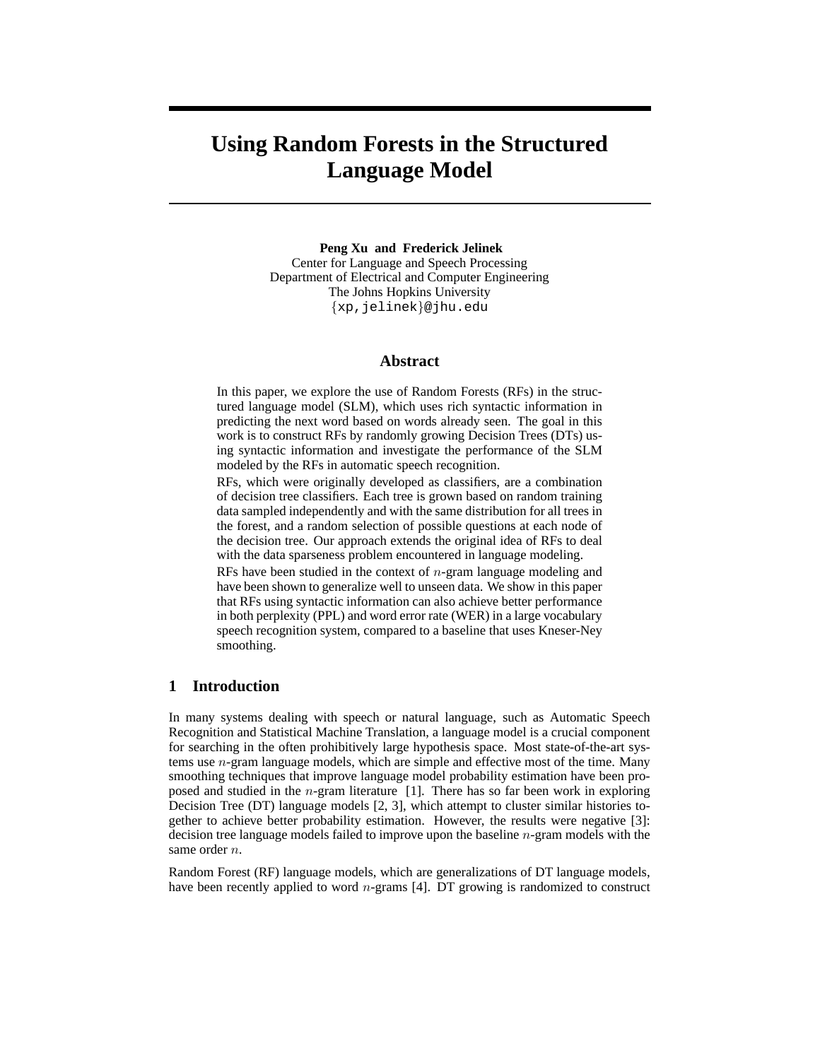# Using Random Forests in the Structured Language Model

**Peng Xu and Frederick Jelinek**
Center for Language and Speech Processing
Department of Electrical and Computer Engineering
The Johns Hopkins University
{xp,jelinek}@jhu.edu

## Abstract

In this paper, we explore the use of Random Forests (RFs) in the structured language model (SLM), which uses rich syntactic information in predicting the next word based on words already seen. The goal in this work is to construct RFs by randomly growing Decision Trees (DTs) using syntactic information and investigate the performance of the SLM modeled by the RFs in automatic speech recognition.

RFs, which were originally developed as classifiers, are a combination of decision tree classifiers. Each tree is grown based on random training data sampled independently and with the same distribution for all trees in the forest, and a random selection of possible questions at each node of the decision tree. Our approach extends the original idea of RFs to deal with the data sparseness problem encountered in language modeling.

RFs have been studied in the context of $n$-gram language modeling and have been shown to generalize well to unseen data. We show in this paper that RFs using syntactic information can also achieve better performance in both perplexity (PPL) and word error rate (WER) in a large vocabulary speech recognition system, compared to a baseline that uses Kneser-Ney smoothing.

## 1 Introduction

In many systems dealing with speech or natural language, such as Automatic Speech Recognition and Statistical Machine Translation, a language model is a crucial component for searching in the often prohibitively large hypothesis space. Most state-of-the-art systems use $n$-gram language models, which are simple and effective most of the time. Many smoothing techniques that improve language model probability estimation have been proposed and studied in the $n$-gram literature [1]. There has so far been work in exploring Decision Tree (DT) language models [2, 3], which attempt to cluster similar histories together to achieve better probability estimation. However, the results were negative [3]: decision tree language models failed to improve upon the baseline $n$-gram models with the same order $n$.

Random Forest (RF) language models, which are generalizations of DT language models, have been recently applied to word $n$-grams [4]. DT growing is randomized to construct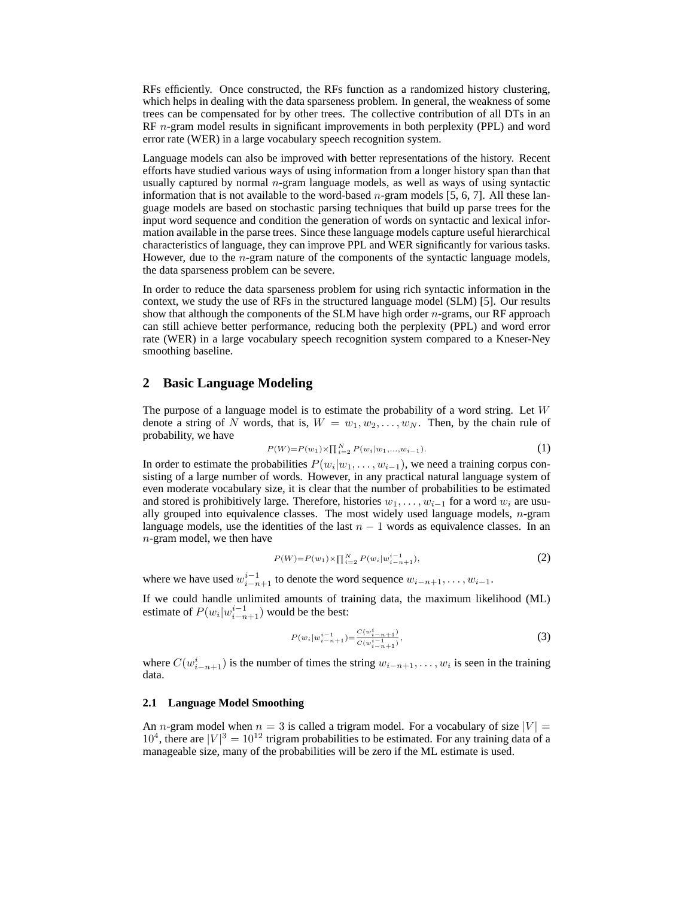RFs efficiently. Once constructed, the RFs function as a randomized history clustering, which helps in dealing with the data sparseness problem. In general, the weakness of some trees can be compensated for by other trees. The collective contribution of all DTs in an RF $n$-gram model results in significant improvements in both perplexity (PPL) and word error rate (WER) in a large vocabulary speech recognition system.

Language models can also be improved with better representations of the history. Recent efforts have studied various ways of using information from a longer history span than that usually captured by normal $n$-gram language models, as well as ways of using syntactic information that is not available to the word-based $n$-gram models [5, 6, 7]. All these language models are based on stochastic parsing techniques that build up parse trees for the input word sequence and condition the generation of words on syntactic and lexical information available in the parse trees. Since these language models capture useful hierarchical characteristics of language, they can improve PPL and WER significantly for various tasks. However, due to the $n$-gram nature of the components of the syntactic language models, the data sparseness problem can be severe.

In order to reduce the data sparseness problem for using rich syntactic information in the context, we study the use of RFs in the structured language model (SLM) [5]. Our results show that although the components of the SLM have high order $n$-grams, our RF approach can still achieve better performance, reducing both the perplexity (PPL) and word error rate (WER) in a large vocabulary speech recognition system compared to a Kneser-Ney smoothing baseline.

## 2 Basic Language Modeling

The purpose of a language model is to estimate the probability of a word string. Let $W$ denote a string of $N$ words, that is, $W = w_1, w_2, \ldots, w_N$. Then, by the chain rule of probability, we have

$$P(W)=P(w_1)\times\prod_{i=2}^{N} P(w_i|w_1,\ldots,w_{i-1}). \tag{1}$$

In order to estimate the probabilities $P(w_i|w_1, \ldots, w_{i-1})$, we need a training corpus consisting of a large number of words. However, in any practical natural language system of even moderate vocabulary size, it is clear that the number of probabilities to be estimated and stored is prohibitively large. Therefore, histories $w_1, \ldots, w_{i-1}$ for a word $w_i$ are usually grouped into equivalence classes. The most widely used language models, $n$-gram language models, use the identities of the last $n-1$ words as equivalence classes. In an $n$-gram model, we then have

$$P(W)=P(w_1)\times\prod_{i=2}^{N} P(w_i|w_{i-n+1}^{i-1}), \tag{2}$$

where we have used $w_{i-n+1}^{i-1}$ to denote the word sequence $w_{i-n+1}, \ldots, w_{i-1}$.

If we could handle unlimited amounts of training data, the maximum likelihood (ML) estimate of $P(w_i|w_{i-n+1}^{i-1})$ would be the best:

$$P(w_i|w_{i-n+1}^{i-1})=\frac{C(w_{i-n+1}^{i})}{C(w_{i-n+1}^{i-1})}, \tag{3}$$

where $C(w_{i-n+1}^{i})$ is the number of times the string $w_{i-n+1}, \ldots, w_i$ is seen in the training data.

### 2.1 Language Model Smoothing

An $n$-gram model when $n = 3$ is called a trigram model. For a vocabulary of size $|V| = 10^4$, there are $|V|^3 = 10^{12}$ trigram probabilities to be estimated. For any training data of a manageable size, many of the probabilities will be zero if the ML estimate is used.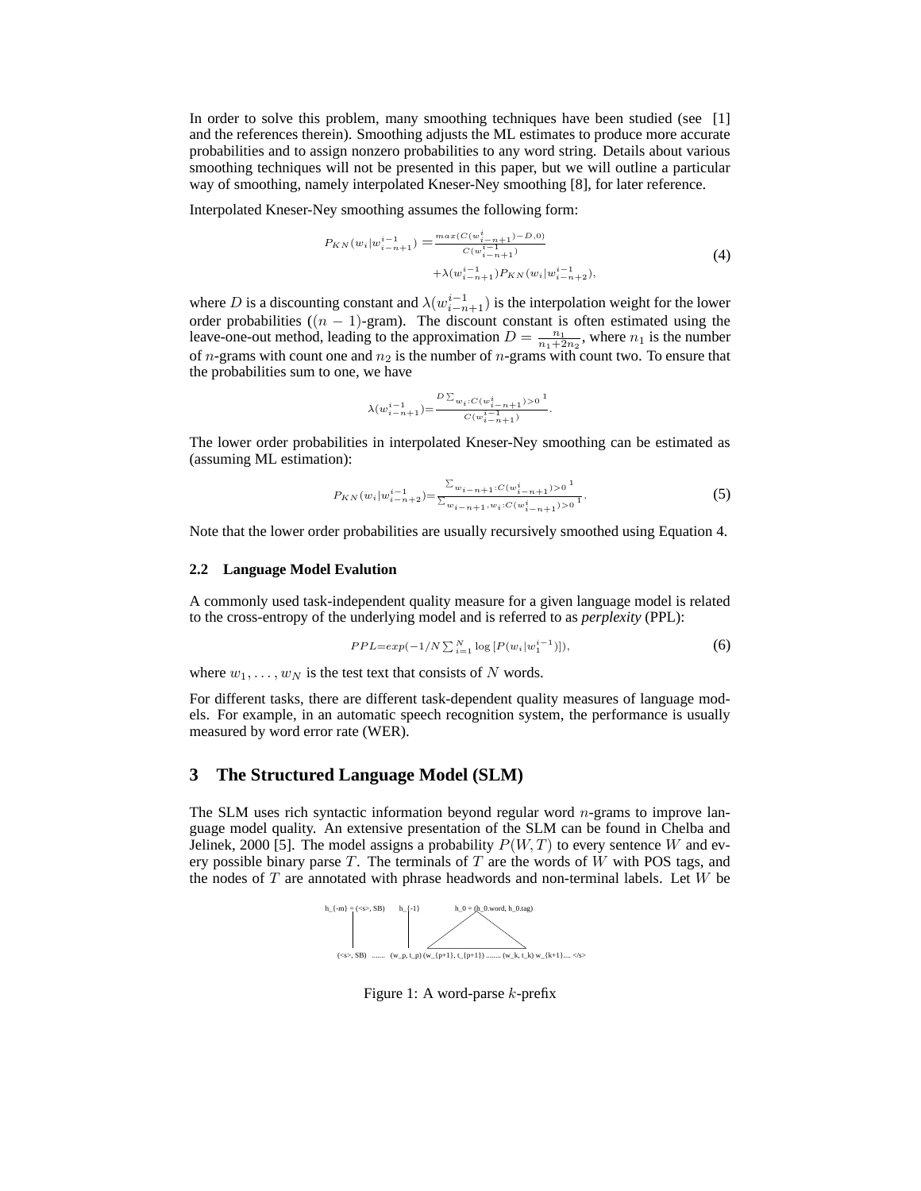In order to solve this problem, many smoothing techniques have been studied (see [1] and the references therein). Smoothing adjusts the ML estimates to produce more accurate probabilities and to assign nonzero probabilities to any word string. Details about various smoothing techniques will not be presented in this paper, but we will outline a particular way of smoothing, namely interpolated Kneser-Ney smoothing [8], for later reference.

Interpolated Kneser-Ney smoothing assumes the following form:

$$P_{KN}(w_i|w_{i-n+1}^{i-1}) = \frac{max(C(w_{i-n+1}^{i})-D,0)}{C(w_{i-n+1}^{i-1})} + \lambda(w_{i-n+1}^{i-1})P_{KN}(w_i|w_{i-n+2}^{i-1}), \quad (4)$$

where $D$ is a discounting constant and $\lambda(w_{i-n+1}^{i-1})$ is the interpolation weight for the lower order probabilities ($(n-1)$-gram). The discount constant is often estimated using the leave-one-out method, leading to the approximation $D = \frac{n_1}{n_1+2n_2}$, where $n_1$ is the number of $n$-grams with count one and $n_2$ is the number of $n$-grams with count two. To ensure that the probabilities sum to one, we have

$$\lambda(w_{i-n+1}^{i-1}) = \frac{D\sum_{w_i:C(w_{i-n+1}^{i})>0} 1}{C(w_{i-n+1}^{i-1})}.$$

The lower order probabilities in interpolated Kneser-Ney smoothing can be estimated as (assuming ML estimation):

$$P_{KN}(w_i|w_{i-n+2}^{i-1}) = \frac{\sum_{w_{i-n+1}:C(w_{i-n+1}^{i})>0} 1}{\sum_{w_{i-n+1},w_i:C(w_{i-n+1}^{i})>0} 1}. \quad (5)$$

Note that the lower order probabilities are usually recursively smoothed using Equation 4.

### 2.2 Language Model Evalution

A commonly used task-independent quality measure for a given language model is related to the cross-entropy of the underlying model and is referred to as *perplexity* (PPL):

$$PPL = exp(-1/N \sum_{i=1}^{N} \log [P(w_i|w_1^{i-1})]), \quad (6)$$

where $w_1, \ldots, w_N$ is the test text that consists of $N$ words.

For different tasks, there are different task-dependent quality measures of language models. For example, in an automatic speech recognition system, the performance is usually measured by word error rate (WER).

## 3 The Structured Language Model (SLM)

The SLM uses rich syntactic information beyond regular word $n$-grams to improve language model quality. An extensive presentation of the SLM can be found in Chelba and Jelinek, 2000 [5]. The model assigns a probability $P(W, T)$ to every sentence $W$ and every possible binary parse $T$. The terminals of $T$ are the words of $W$ with POS tags, and the nodes of $T$ are annotated with phrase headwords and non-terminal labels. Let $W$ be

h_{-m} = (<s>, SB) h_{-1} h_0 = (h_0.word, h_0.tag)

(<s>, SB) ....... (w_p, t_p) (w_{p+1}, t_{p+1}) ........ (w_k, t_k) w_{k+1}.... </s>

Figure 1: A word-parse $k$-prefix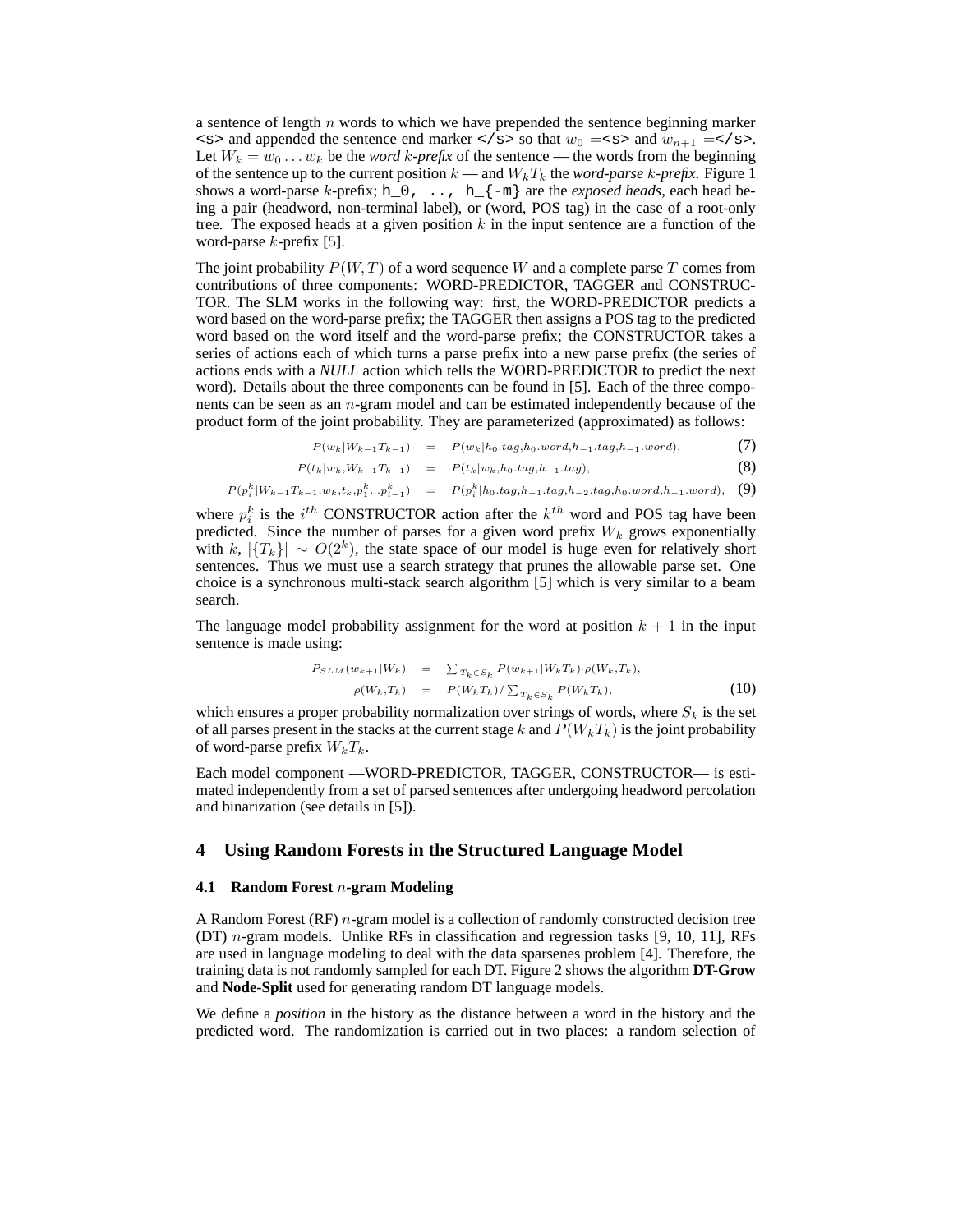a sentence of length $n$ words to which we have prepended the sentence beginning marker `<s>` and appended the sentence end marker `</s>` so that $w_0 =$ `<s>` and $w_{n+1} =$ `</s>`. Let $W_k = w_0 \ldots w_k$ be the *word $k$-prefix* of the sentence — the words from the beginning of the sentence up to the current position $k$ — and $W_k T_k$ the *word-parse $k$-prefix*. Figure 1 shows a word-parse $k$-prefix; `h_0, .., h_{-m}` are the *exposed heads*, each head being a pair (headword, non-terminal label), or (word, POS tag) in the case of a root-only tree. The exposed heads at a given position $k$ in the input sentence are a function of the word-parse $k$-prefix [5].

The joint probability $P(W, T)$ of a word sequence $W$ and a complete parse $T$ comes from contributions of three components: WORD-PREDICTOR, TAGGER and CONSTRUCTOR. The SLM works in the following way: first, the WORD-PREDICTOR predicts a word based on the word-parse prefix; the TAGGER then assigns a POS tag to the predicted word based on the word itself and the word-parse prefix; the CONSTRUCTOR takes a series of actions each of which turns a parse prefix into a new parse prefix (the series of actions ends with a *NULL* action which tells the WORD-PREDICTOR to predict the next word). Details about the three components can be found in [5]. Each of the three components can be seen as an $n$-gram model and can be estimated independently because of the product form of the joint probability. They are parameterized (approximated) as follows:

$$P(w_k|W_{k-1}T_{k-1}) = P(w_k|h_0.tag, h_0.word, h_{-1}.tag, h_{-1}.word), \quad (7)$$

$$P(t_k|w_k, W_{k-1}T_{k-1}) = P(t_k|w_k, h_0.tag, h_{-1}.tag), \quad (8)$$

$$P(p_i^k|W_{k-1}T_{k-1}, w_k, t_k, p_1^k \ldots p_{i-1}^k) = P(p_i^k|h_0.tag, h_{-1}.tag, h_{-2}.tag, h_0.word, h_{-1}.word), \quad (9)$$

where $p_i^k$ is the $i^{th}$ CONSTRUCTOR action after the $k^{th}$ word and POS tag have been predicted. Since the number of parses for a given word prefix $W_k$ grows exponentially with $k$, $|\{T_k\}| \sim O(2^k)$, the state space of our model is huge even for relatively short sentences. Thus we must use a search strategy that prunes the allowable parse set. One choice is a synchronous multi-stack search algorithm [5] which is very similar to a beam search.

The language model probability assignment for the word at position $k+1$ in the input sentence is made using:

$$P_{SLM}(w_{k+1}|W_k) = \sum_{T_k \in S_k} P(w_{k+1}|W_k T_k) \cdot \rho(W_k, T_k),$$
$$\rho(W_k, T_k) = P(W_k T_k) / \sum_{T_k \in S_k} P(W_k T_k), \quad (10)$$

which ensures a proper probability normalization over strings of words, where $S_k$ is the set of all parses present in the stacks at the current stage $k$ and $P(W_k T_k)$ is the joint probability of word-parse prefix $W_k T_k$.

Each model component —WORD-PREDICTOR, TAGGER, CONSTRUCTOR— is estimated independently from a set of parsed sentences after undergoing headword percolation and binarization (see details in [5]).

## 4 Using Random Forests in the Structured Language Model

### 4.1 Random Forest $n$-gram Modeling

A Random Forest (RF) $n$-gram model is a collection of randomly constructed decision tree (DT) $n$-gram models. Unlike RFs in classification and regression tasks [9, 10, 11], RFs are used in language modeling to deal with the data sparsenes problem [4]. Therefore, the training data is not randomly sampled for each DT. Figure 2 shows the algorithm **DT-Grow** and **Node-Split** used for generating random DT language models.

We define a *position* in the history as the distance between a word in the history and the predicted word. The randomization is carried out in two places: a random selection of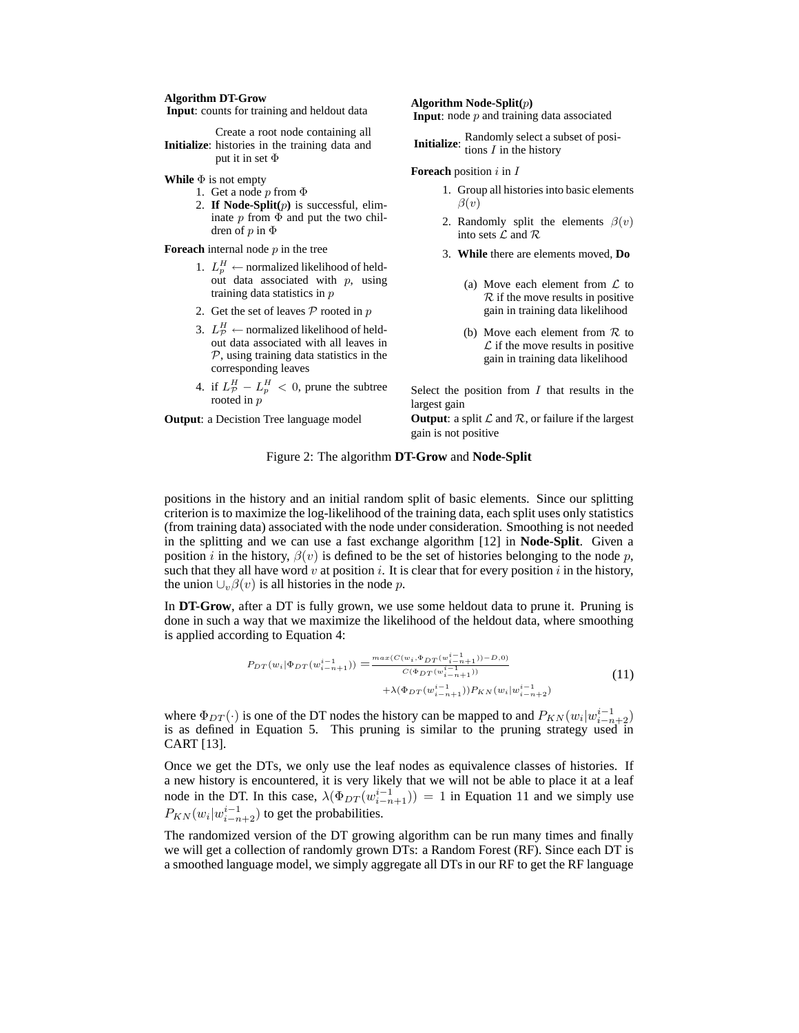**Algorithm DT-Grow**
**Input**: counts for training and heldout data

**Initialize**: Create a root node containing all histories in the training data and put it in set $\Phi$

**While** $\Phi$ is not empty

1. Get a node $p$ from $\Phi$
2. **If Node-Split(**$p$**)** is successful, eliminate $p$ from $\Phi$ and put the two children of $p$ in $\Phi$

**Foreach** internal node $p$ in the tree

1. $L_p^H \leftarrow$ normalized likelihood of heldout data associated with $p$, using training data statistics in $p$
2. Get the set of leaves $\mathcal{P}$ rooted in $p$
3. $L_{\mathcal{P}}^H \leftarrow$ normalized likelihood of heldout data associated with all leaves in $\mathcal{P}$, using training data statistics in the corresponding leaves
4. if $L_{\mathcal{P}}^H - L_p^H < 0$, prune the subtree rooted in $p$

**Output**: a Decistion Tree language model

**Algorithm Node-Split(**$p$**)**
**Input**: node $p$ and training data associated

**Initialize**: Randomly select a subset of positions $I$ in the history

**Foreach** position $i$ in $I$

1. Group all histories into basic elements $\beta(v)$
2. Randomly split the elements $\beta(v)$ into sets $\mathcal{L}$ and $\mathcal{R}$
3. **While** there are elements moved, **Do**
   - (a) Move each element from $\mathcal{L}$ to $\mathcal{R}$ if the move results in positive gain in training data likelihood
   - (b) Move each element from $\mathcal{R}$ to $\mathcal{L}$ if the move results in positive gain in training data likelihood

Select the position from $I$ that results in the largest gain
**Output**: a split $\mathcal{L}$ and $\mathcal{R}$, or failure if the largest gain is not positive

Figure 2: The algorithm **DT-Grow** and **Node-Split**

positions in the history and an initial random split of basic elements. Since our splitting criterion is to maximize the log-likelihood of the training data, each split uses only statistics (from training data) associated with the node under consideration. Smoothing is not needed in the splitting and we can use a fast exchange algorithm [12] in **Node-Split**. Given a position $i$ in the history, $\beta(v)$ is defined to be the set of histories belonging to the node $p$, such that they all have word $v$ at position $i$. It is clear that for every position $i$ in the history, the union $\cup_v \beta(v)$ is all histories in the node $p$.

In **DT-Grow**, after a DT is fully grown, we use some heldout data to prune it. Pruning is done in such a way that we maximize the likelihood of the heldout data, where smoothing is applied according to Equation 4:

$$P_{DT}(w_i|\Phi_{DT}(w_{i-n+1}^{i-1})) = \frac{max(C(w_i, \Phi_{DT}(w_{i-n+1}^{i-1})) - D, 0)}{C(\Phi_{DT}(w_{i-n+1}^{i-1}))} + \lambda(\Phi_{DT}(w_{i-n+1}^{i-1}))P_{KN}(w_i|w_{i-n+2}^{i-1}) \tag{11}$$

where $\Phi_{DT}(\cdot)$ is one of the DT nodes the history can be mapped to and $P_{KN}(w_i|w_{i-n+2}^{i-1})$ is as defined in Equation 5. This pruning is similar to the pruning strategy used in CART [13].

Once we get the DTs, we only use the leaf nodes as equivalence classes of histories. If a new history is encountered, it is very likely that we will not be able to place it at a leaf node in the DT. In this case, $\lambda(\Phi_{DT}(w_{i-n+1}^{i-1})) = 1$ in Equation 11 and we simply use $P_{KN}(w_i|w_{i-n+2}^{i-1})$ to get the probabilities.

The randomized version of the DT growing algorithm can be run many times and finally we will get a collection of randomly grown DTs: a Random Forest (RF). Since each DT is a smoothed language model, we simply aggregate all DTs in our RF to get the RF language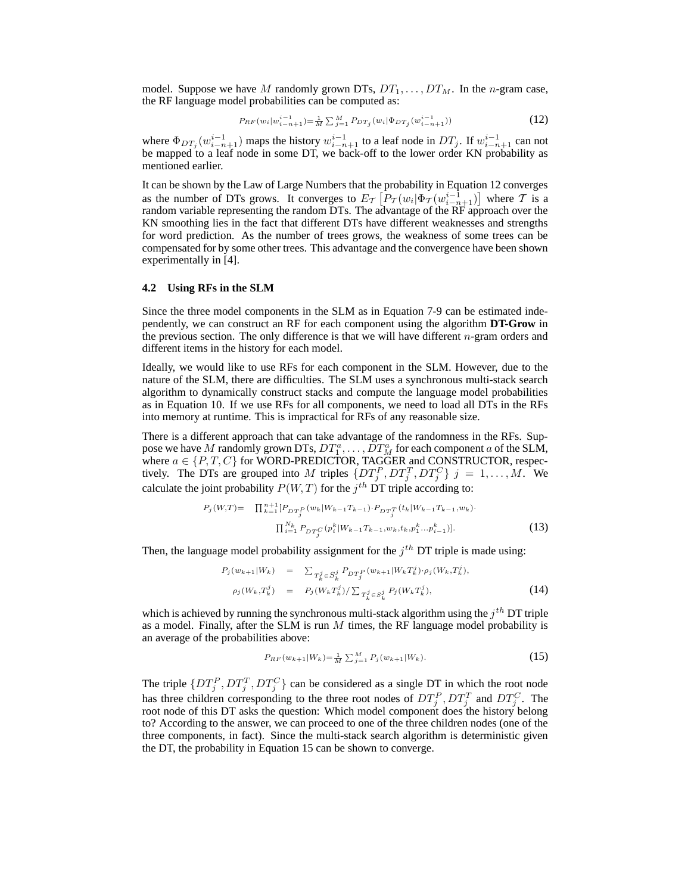model. Suppose we have $M$ randomly grown DTs, $DT_1, \ldots, DT_M$. In the $n$-gram case, the RF language model probabilities can be computed as:

$$P_{RF}(w_i|w_{i-n+1}^{i-1}) = \frac{1}{M}\sum_{j=1}^{M} P_{DT_j}(w_i|\Phi_{DT_j}(w_{i-n+1}^{i-1})) \tag{12}$$

where $\Phi_{DT_j}(w_{i-n+1}^{i-1})$ maps the history $w_{i-n+1}^{i-1}$ to a leaf node in $DT_j$. If $w_{i-n+1}^{i-1}$ can not be mapped to a leaf node in some DT, we back-off to the lower order KN probability as mentioned earlier.

It can be shown by the Law of Large Numbers that the probability in Equation 12 converges as the number of DTs grows. It converges to $E_{\mathcal{T}}\left[P_{\mathcal{T}}(w_i|\Phi_{\mathcal{T}}(w_{i-n+1}^{i-1})\right]$ where $\mathcal{T}$ is a random variable representing the random DTs. The advantage of the RF approach over the KN smoothing lies in the fact that different DTs have different weaknesses and strengths for word prediction. As the number of trees grows, the weakness of some trees can be compensated for by some other trees. This advantage and the convergence have been shown experimentally in [4].

### 4.2 Using RFs in the SLM

Since the three model components in the SLM as in Equation 7-9 can be estimated independently, we can construct an RF for each component using the algorithm **DT-Grow** in the previous section. The only difference is that we will have different $n$-gram orders and different items in the history for each model.

Ideally, we would like to use RFs for each component in the SLM. However, due to the nature of the SLM, there are difficulties. The SLM uses a synchronous multi-stack search algorithm to dynamically construct stacks and compute the language model probabilities as in Equation 10. If we use RFs for all components, we need to load all DTs in the RFs into memory at runtime. This is impractical for RFs of any reasonable size.

There is a different approach that can take advantage of the randomness in the RFs. Suppose we have $M$ randomly grown DTs, $DT_1^a, \ldots, DT_M^a$ for each component $a$ of the SLM, where $a \in \{P, T, C\}$ for WORD-PREDICTOR, TAGGER and CONSTRUCTOR, respectively. The DTs are grouped into $M$ triples $\{DT_j^P, DT_j^T, DT_j^C\}$ $j = 1, \ldots, M$. We calculate the joint probability $P(W,T)$ for the $j^{th}$ DT triple according to:

$$\begin{aligned} P_j(W,T) = \quad & \prod_{k=1}^{n+1}[P_{DT_j^P}(w_k|W_{k-1}T_{k-1}) \cdot P_{DT_j^T}(t_k|W_{k-1}T_{k-1},w_k) \cdot \\ & \prod_{i=1}^{N_k} P_{DT_j^C}(p_i^k|W_{k-1}T_{k-1},w_k,t_k,p_1^k \ldots p_{i-1}^k)]. \end{aligned} \tag{13}$$

Then, the language model probability assignment for the $j^{th}$ DT triple is made using:

$$\begin{aligned} P_j(w_{k+1}|W_k) &= \sum_{T_k^j \in S_k^j} P_{DT_j^P}(w_{k+1}|W_kT_k^j) \cdot \rho_j(W_k,T_k^j), \\ \rho_j(W_k,T_k^j) &= P_j(W_kT_k^j)/\sum_{T_k^j \in S_k^j} P_j(W_kT_k^j), \end{aligned} \tag{14}$$

which is achieved by running the synchronous multi-stack algorithm using the $j^{th}$ DT triple as a model. Finally, after the SLM is run $M$ times, the RF language model probability is an average of the probabilities above:

$$P_{RF}(w_{k+1}|W_k) = \frac{1}{M}\sum_{j=1}^{M} P_j(w_{k+1}|W_k). \tag{15}$$

The triple $\{DT_j^P, DT_j^T, DT_j^C\}$ can be considered as a single DT in which the root node has three children corresponding to the three root nodes of $DT_j^P, DT_j^T$ and $DT_j^C$. The root node of this DT asks the question: Which model component does the history belong to? According to the answer, we can proceed to one of the three children nodes (one of the three components, in fact). Since the multi-stack search algorithm is deterministic given the DT, the probability in Equation 15 can be shown to converge.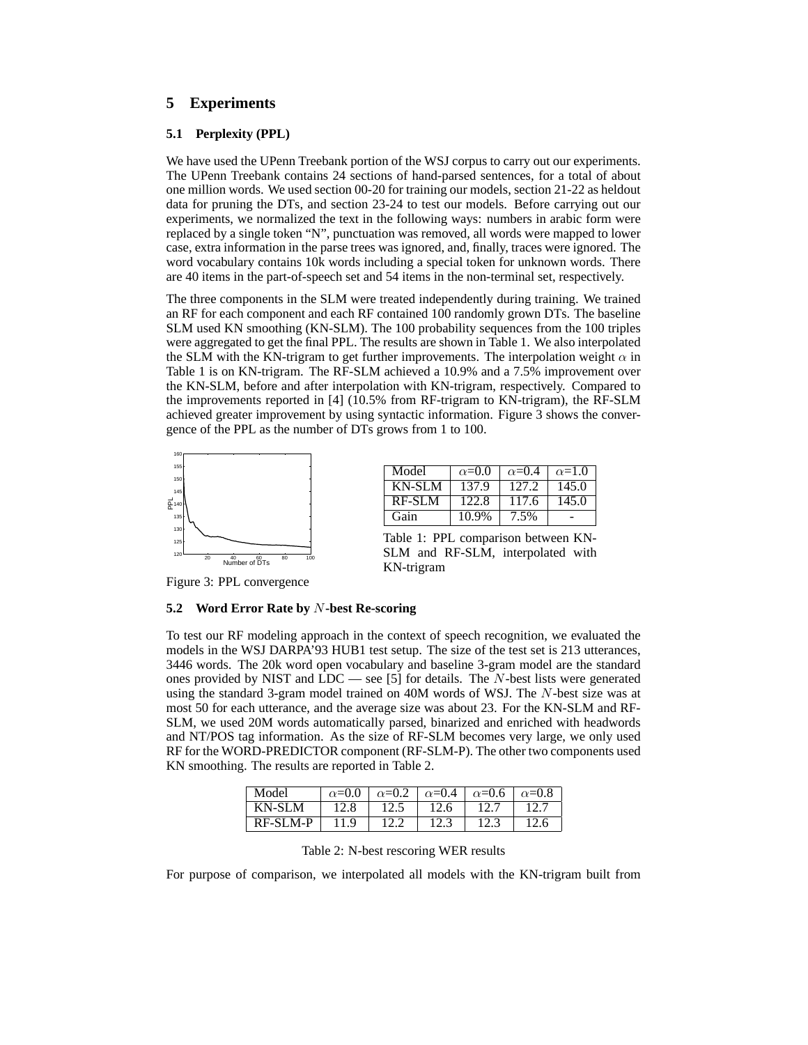## 5 Experiments

### 5.1 Perplexity (PPL)

We have used the UPenn Treebank portion of the WSJ corpus to carry out our experiments. The UPenn Treebank contains 24 sections of hand-parsed sentences, for a total of about one million words. We used section 00-20 for training our models, section 21-22 as heldout data for pruning the DTs, and section 23-24 to test our models. Before carrying out our experiments, we normalized the text in the following ways: numbers in arabic form were replaced by a single token "N", punctuation was removed, all words were mapped to lower case, extra information in the parse trees was ignored, and, finally, traces were ignored. The word vocabulary contains 10k words including a special token for unknown words. There are 40 items in the part-of-speech set and 54 items in the non-terminal set, respectively.

The three components in the SLM were treated independently during training. We trained an RF for each component and each RF contained 100 randomly grown DTs. The baseline SLM used KN smoothing (KN-SLM). The 100 probability sequences from the 100 triples were aggregated to get the final PPL. The results are shown in Table 1. We also interpolated the SLM with the KN-trigram to get further improvements. The interpolation weight $\alpha$ in Table 1 is on KN-trigram. The RF-SLM achieved a 10.9% and a 7.5% improvement over the KN-SLM, before and after interpolation with KN-trigram, respectively. Compared to the improvements reported in [4] (10.5% from RF-trigram to KN-trigram), the RF-SLM achieved greater improvement by using syntactic information. Figure 3 shows the convergence of the PPL as the number of DTs grows from 1 to 100.

Figure 3: PPL convergence

| Model | $\alpha$=0.0 | $\alpha$=0.4 | $\alpha$=1.0 |
|---|---|---|---|
| KN-SLM | 137.9 | 127.2 | 145.0 |
| RF-SLM | 122.8 | 117.6 | 145.0 |
| Gain | 10.9% | 7.5% | - |

Table 1: PPL comparison between KN-SLM and RF-SLM, interpolated with KN-trigram

### 5.2 Word Error Rate by $N$-best Re-scoring

To test our RF modeling approach in the context of speech recognition, we evaluated the models in the WSJ DARPA'93 HUB1 test setup. The size of the test set is 213 utterances, 3446 words. The 20k word open vocabulary and baseline 3-gram model are the standard ones provided by NIST and LDC — see [5] for details. The $N$-best lists were generated using the standard 3-gram model trained on 40M words of WSJ. The $N$-best size was at most 50 for each utterance, and the average size was about 23. For the KN-SLM and RF-SLM, we used 20M words automatically parsed, binarized and enriched with headwords and NT/POS tag information. As the size of RF-SLM becomes very large, we only used RF for the WORD-PREDICTOR component (RF-SLM-P). The other two components used KN smoothing. The results are reported in Table 2.

| Model | $\alpha$=0.0 | $\alpha$=0.2 | $\alpha$=0.4 | $\alpha$=0.6 | $\alpha$=0.8 |
|---|---|---|---|---|---|
| KN-SLM | 12.8 | 12.5 | 12.6 | 12.7 | 12.7 |
| RF-SLM-P | 11.9 | 12.2 | 12.3 | 12.3 | 12.6 |

Table 2: N-best rescoring WER results

For purpose of comparison, we interpolated all models with the KN-trigram built from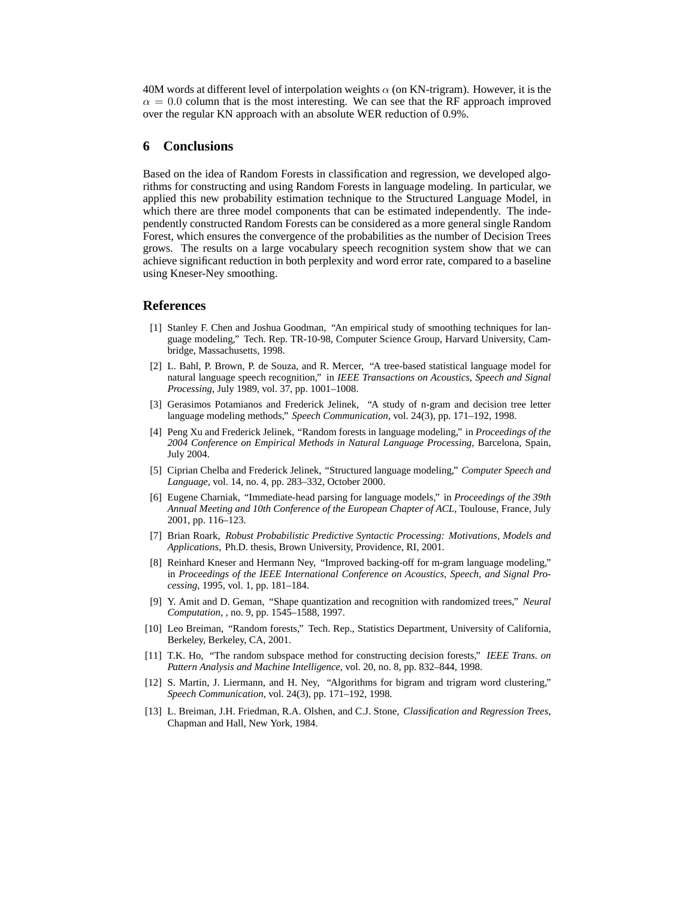40M words at different level of interpolation weights $\alpha$ (on KN-trigram). However, it is the $\alpha = 0.0$ column that is the most interesting. We can see that the RF approach improved over the regular KN approach with an absolute WER reduction of 0.9%.

## 6 Conclusions

Based on the idea of Random Forests in classification and regression, we developed algorithms for constructing and using Random Forests in language modeling. In particular, we applied this new probability estimation technique to the Structured Language Model, in which there are three model components that can be estimated independently. The independently constructed Random Forests can be considered as a more general single Random Forest, which ensures the convergence of the probabilities as the number of Decision Trees grows. The results on a large vocabulary speech recognition system show that we can achieve significant reduction in both perplexity and word error rate, compared to a baseline using Kneser-Ney smoothing.

## References

[1] Stanley F. Chen and Joshua Goodman, "An empirical study of smoothing techniques for language modeling," Tech. Rep. TR-10-98, Computer Science Group, Harvard University, Cambridge, Massachusetts, 1998.

[2] L. Bahl, P. Brown, P. de Souza, and R. Mercer, "A tree-based statistical language model for natural language speech recognition," in *IEEE Transactions on Acoustics, Speech and Signal Processing*, July 1989, vol. 37, pp. 1001–1008.

[3] Gerasimos Potamianos and Frederick Jelinek, "A study of n-gram and decision tree letter language modeling methods," *Speech Communication*, vol. 24(3), pp. 171–192, 1998.

[4] Peng Xu and Frederick Jelinek, "Random forests in language modeling," in *Proceedings of the 2004 Conference on Empirical Methods in Natural Language Processing*, Barcelona, Spain, July 2004.

[5] Ciprian Chelba and Frederick Jelinek, "Structured language modeling," *Computer Speech and Language*, vol. 14, no. 4, pp. 283–332, October 2000.

[6] Eugene Charniak, "Immediate-head parsing for language models," in *Proceedings of the 39th Annual Meeting and 10th Conference of the European Chapter of ACL*, Toulouse, France, July 2001, pp. 116–123.

[7] Brian Roark, *Robust Probabilistic Predictive Syntactic Processing: Motivations, Models and Applications*, Ph.D. thesis, Brown University, Providence, RI, 2001.

[8] Reinhard Kneser and Hermann Ney, "Improved backing-off for m-gram language modeling," in *Proceedings of the IEEE International Conference on Acoustics, Speech, and Signal Processing*, 1995, vol. 1, pp. 181–184.

[9] Y. Amit and D. Geman, "Shape quantization and recognition with randomized trees," *Neural Computation*, , no. 9, pp. 1545–1588, 1997.

[10] Leo Breiman, "Random forests," Tech. Rep., Statistics Department, University of California, Berkeley, Berkeley, CA, 2001.

[11] T.K. Ho, "The random subspace method for constructing decision forests," *IEEE Trans. on Pattern Analysis and Machine Intelligence*, vol. 20, no. 8, pp. 832–844, 1998.

[12] S. Martin, J. Liermann, and H. Ney, "Algorithms for bigram and trigram word clustering," *Speech Communication*, vol. 24(3), pp. 171–192, 1998.

[13] L. Breiman, J.H. Friedman, R.A. Olshen, and C.J. Stone, *Classification and Regression Trees*, Chapman and Hall, New York, 1984.